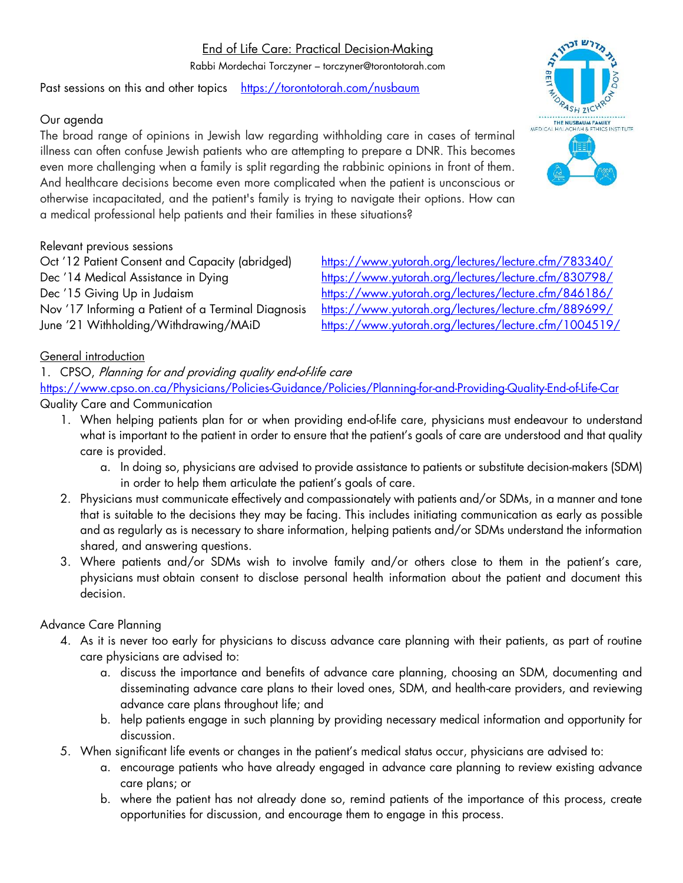# End of Life Care: Practical Decision-Making

Rabbi Mordechai Torczyner – torczyner@torontotorah.com

Past sessions on this and other topics https://torontotorah.com/nusbaum

## Our agenda

The broad range of opinions in Jewish law regarding withholding care in cases of terminal illness can often confuse Jewish patients who are attempting to prepare a DNR. This becomes even more challenging when a family is split regarding the rabbinic opinions in front of them. And healthcare decisions become even more complicated when the patient is unconscious or otherwise incapacitated, and the patient's family is trying to navigate their options. How can a medical professional help patients and their families in these situations?

## Relevant previous sessions

| | |
|---|---|
| Oct '12 Patient Consent and Capacity (abridged) | https://www.yutorah.org/lectures/lecture.cfm/783340/ |
| Dec '14 Medical Assistance in Dying | https://www.yutorah.org/lectures/lecture.cfm/830798/ |
| Dec '15 Giving Up in Judaism | https://www.yutorah.org/lectures/lecture.cfm/846186/ |
| Nov '17 Informing a Patient of a Terminal Diagnosis | https://www.yutorah.org/lectures/lecture.cfm/889699/ |
| June '21 Withholding/Withdrawing/MAiD | https://www.yutorah.org/lectures/lecture.cfm/1004519/ |

## General introduction

1. CPSO, *Planning for and providing quality end-of-life care*

https://www.cpso.on.ca/Physicians/Policies-Guidance/Policies/Planning-for-and-Providing-Quality-End-of-Life-Car

Quality Care and Communication

1. When helping patients plan for or when providing end-of-life care, physicians must endeavour to understand what is important to the patient in order to ensure that the patient's goals of care are understood and that quality care is provided.
    a. In doing so, physicians are advised to provide assistance to patients or substitute decision-makers (SDM) in order to help them articulate the patient's goals of care.
2. Physicians must communicate effectively and compassionately with patients and/or SDMs, in a manner and tone that is suitable to the decisions they may be facing. This includes initiating communication as early as possible and as regularly as is necessary to share information, helping patients and/or SDMs understand the information shared, and answering questions.
3. Where patients and/or SDMs wish to involve family and/or others close to them in the patient's care, physicians must obtain consent to disclose personal health information about the patient and document this decision.

Advance Care Planning

4. As it is never too early for physicians to discuss advance care planning with their patients, as part of routine care physicians are advised to:
    a. discuss the importance and benefits of advance care planning, choosing an SDM, documenting and disseminating advance care plans to their loved ones, SDM, and health-care providers, and reviewing advance care plans throughout life; and
    b. help patients engage in such planning by providing necessary medical information and opportunity for discussion.
5. When significant life events or changes in the patient's medical status occur, physicians are advised to:
    a. encourage patients who have already engaged in advance care planning to review existing advance care plans; or
    b. where the patient has not already done so, remind patients of the importance of this process, create opportunities for discussion, and encourage them to engage in this process.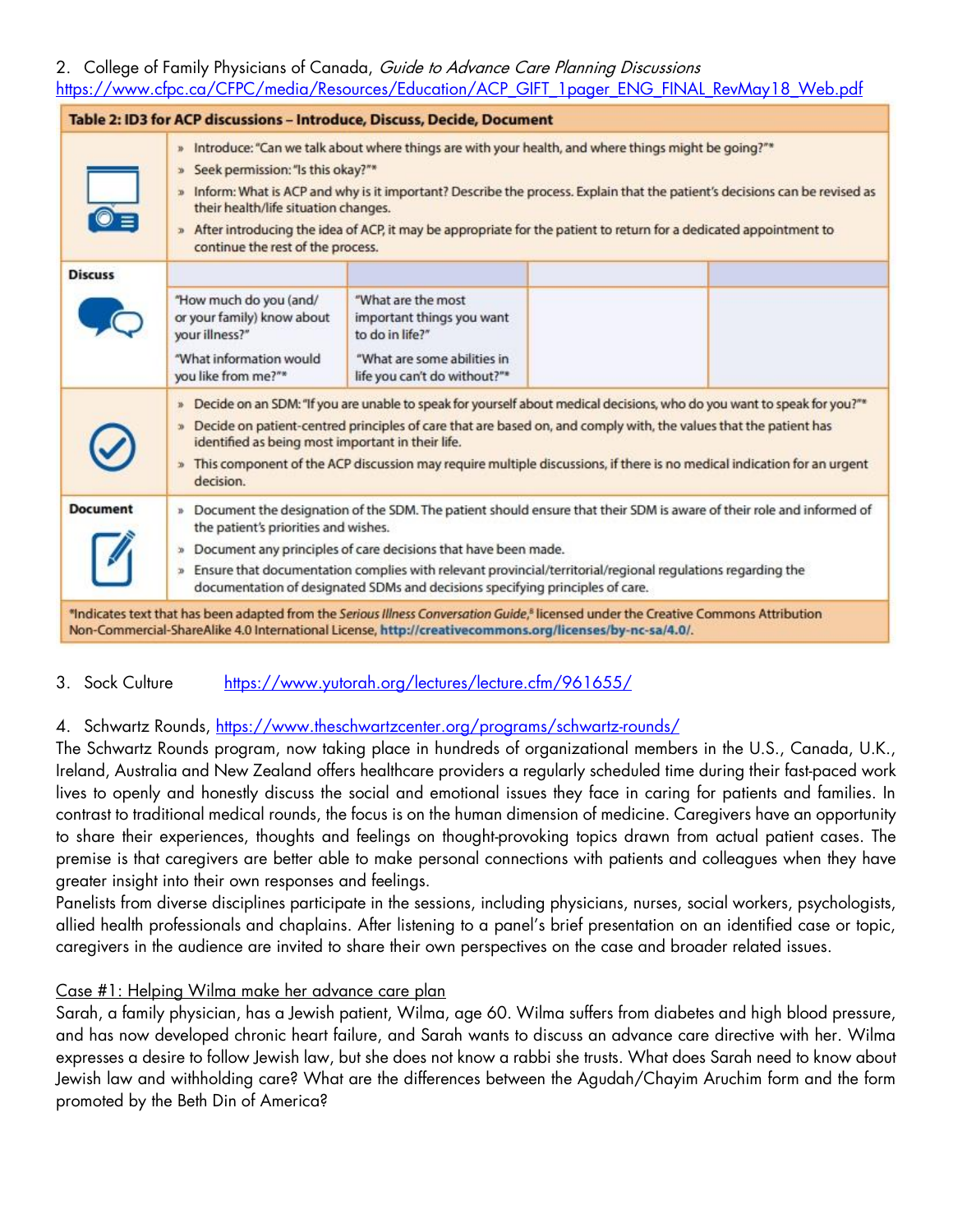2. College of Family Physicians of Canada, *Guide to Advance Care Planning Discussions* https://www.cfpc.ca/CFPC/media/Resources/Education/ACP_GIFT_1pager_ENG_FINAL_RevMay18_Web.pdf

| Table 2: ID3 for ACP discussions – Introduce, Discuss, Decide, Document | | | | |
|---|---|---|---|---|
| | » Introduce: "Can we talk about where things are with your health, and where things might be going?"* » Seek permission: "Is this okay?"* » Inform: What is ACP and why is it important? Describe the process. Explain that the patient's decisions can be revised as their health/life situation changes. » After introducing the idea of ACP, it may be appropriate for the patient to return for a dedicated appointment to continue the rest of the process. | | | |
| **Discuss** | | | | |
| | "How much do you (and/ or your family) know about your illness?" "What information would you like from me?"* | "What are the most important things you want to do in life?" "What are some abilities in life you can't do without?"* | | |
| | » Decide on an SDM: "If you are unable to speak for yourself about medical decisions, who do you want to speak for you?"* » Decide on patient-centred principles of care that are based on, and comply with, the values that the patient has identified as being most important in their life. » This component of the ACP discussion may require multiple discussions, if there is no medical indication for an urgent decision. | | | |
| **Document** | » Document the designation of the SDM. The patient should ensure that their SDM is aware of their role and informed of the patient's priorities and wishes. » Document any principles of care decisions that have been made. » Ensure that documentation complies with relevant provincial/territorial/regional regulations regarding the documentation of designated SDMs and decisions specifying principles of care. | | | |

*Indicates text that has been adapted from the *Serious Illness Conversation Guide*,[8] licensed under the Creative Commons Attribution Non-Commercial-ShareAlike 4.0 International License, **http://creativecommons.org/licenses/by-nc-sa/4.0/**.

3. Sock Culture https://www.yutorah.org/lectures/lecture.cfm/961655/

4. Schwartz Rounds, https://www.theschwartzcenter.org/programs/schwartz-rounds/

The Schwartz Rounds program, now taking place in hundreds of organizational members in the U.S., Canada, U.K., Ireland, Australia and New Zealand offers healthcare providers a regularly scheduled time during their fast-paced work lives to openly and honestly discuss the social and emotional issues they face in caring for patients and families. In contrast to traditional medical rounds, the focus is on the human dimension of medicine. Caregivers have an opportunity to share their experiences, thoughts and feelings on thought-provoking topics drawn from actual patient cases. The premise is that caregivers are better able to make personal connections with patients and colleagues when they have greater insight into their own responses and feelings.

Panelists from diverse disciplines participate in the sessions, including physicians, nurses, social workers, psychologists, allied health professionals and chaplains. After listening to a panel's brief presentation on an identified case or topic, caregivers in the audience are invited to share their own perspectives on the case and broader related issues.

Case #1: Helping Wilma make her advance care plan

Sarah, a family physician, has a Jewish patient, Wilma, age 60. Wilma suffers from diabetes and high blood pressure, and has now developed chronic heart failure, and Sarah wants to discuss an advance care directive with her. Wilma expresses a desire to follow Jewish law, but she does not know a rabbi she trusts. What does Sarah need to know about Jewish law and withholding care? What are the differences between the Agudah/Chayim Aruchim form and the form promoted by the Beth Din of America?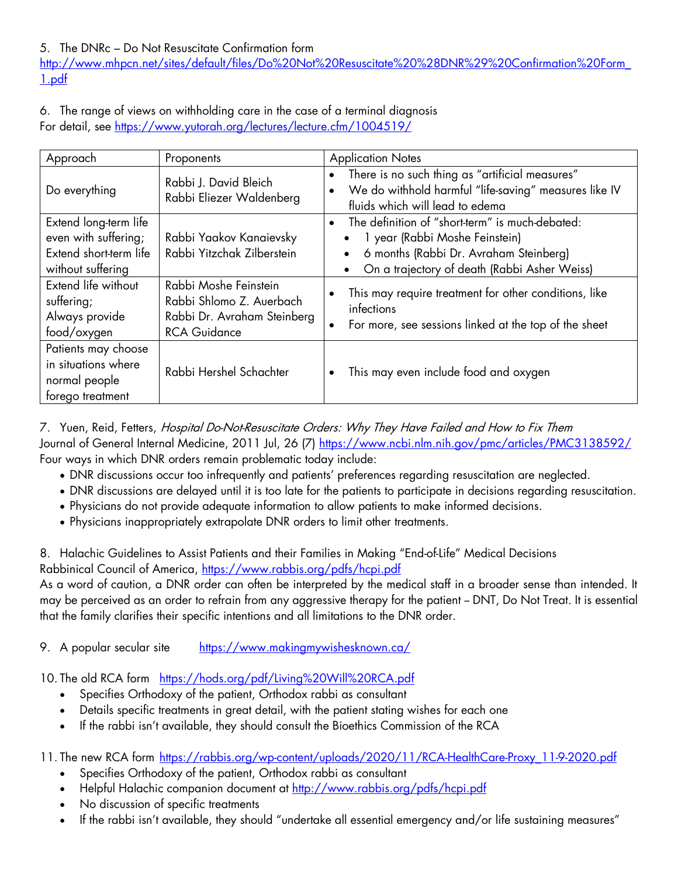5. The DNRc – Do Not Resuscitate Confirmation form
http://www.mhpcn.net/sites/default/files/Do%20Not%20Resuscitate%20%28DNR%29%20Confirmation%20Form_1.pdf

6. The range of views on withholding care in the case of a terminal diagnosis
For detail, see https://www.yutorah.org/lectures/lecture.cfm/1004519/

| Approach | Proponents | Application Notes |
|---|---|---|
| Do everything | Rabbi J. David Bleich<br>Rabbi Eliezer Waldenberg | • There is no such thing as "artificial measures"<br>• We do withhold harmful "life-saving" measures like IV fluids which will lead to edema |
| Extend long-term life even with suffering;<br>Extend short-term life without suffering | Rabbi Yaakov Kanaievsky<br>Rabbi Yitzchak Zilberstein | • The definition of "short-term" is much-debated:<br>  • 1 year (Rabbi Moshe Feinstein)<br>  • 6 months (Rabbi Dr. Avraham Steinberg)<br>  • On a trajectory of death (Rabbi Asher Weiss) |
| Extend life without suffering;<br>Always provide food/oxygen | Rabbi Moshe Feinstein<br>Rabbi Shlomo Z. Auerbach<br>Rabbi Dr. Avraham Steinberg<br>RCA Guidance | • This may require treatment for other conditions, like infections<br>• For more, see sessions linked at the top of the sheet |
| Patients may choose in situations where normal people forego treatment | Rabbi Hershel Schachter | • This may even include food and oxygen |

7. Yuen, Reid, Fetters, *Hospital Do-Not-Resuscitate Orders: Why They Have Failed and How to Fix Them*
Journal of General Internal Medicine, 2011 Jul, 26 (7) https://www.ncbi.nlm.nih.gov/pmc/articles/PMC3138592/
Four ways in which DNR orders remain problematic today include:

- DNR discussions occur too infrequently and patients' preferences regarding resuscitation are neglected.
- DNR discussions are delayed until it is too late for the patients to participate in decisions regarding resuscitation.
- Physicians do not provide adequate information to allow patients to make informed decisions.
- Physicians inappropriately extrapolate DNR orders to limit other treatments.

8. Halachic Guidelines to Assist Patients and their Families in Making "End-of-Life" Medical Decisions
Rabbinical Council of America, https://www.rabbis.org/pdfs/hcpi.pdf
As a word of caution, a DNR order can often be interpreted by the medical staff in a broader sense than intended. It may be perceived as an order to refrain from any aggressive therapy for the patient – DNT, Do Not Treat. It is essential that the family clarifies their specific intentions and all limitations to the DNR order.

9. A popular secular site https://www.makingmywishesknown.ca/

10. The old RCA form https://hods.org/pdf/Living%20Will%20RCA.pdf
    - Specifies Orthodoxy of the patient, Orthodox rabbi as consultant
    - Details specific treatments in great detail, with the patient stating wishes for each one
    - If the rabbi isn't available, they should consult the Bioethics Commission of the RCA

11. The new RCA form https://rabbis.org/wp-content/uploads/2020/11/RCA-HealthCare-Proxy_11-9-2020.pdf
    - Specifies Orthodoxy of the patient, Orthodox rabbi as consultant
    - Helpful Halachic companion document at http://www.rabbis.org/pdfs/hcpi.pdf
    - No discussion of specific treatments
    - If the rabbi isn't available, they should "undertake all essential emergency and/or life sustaining measures"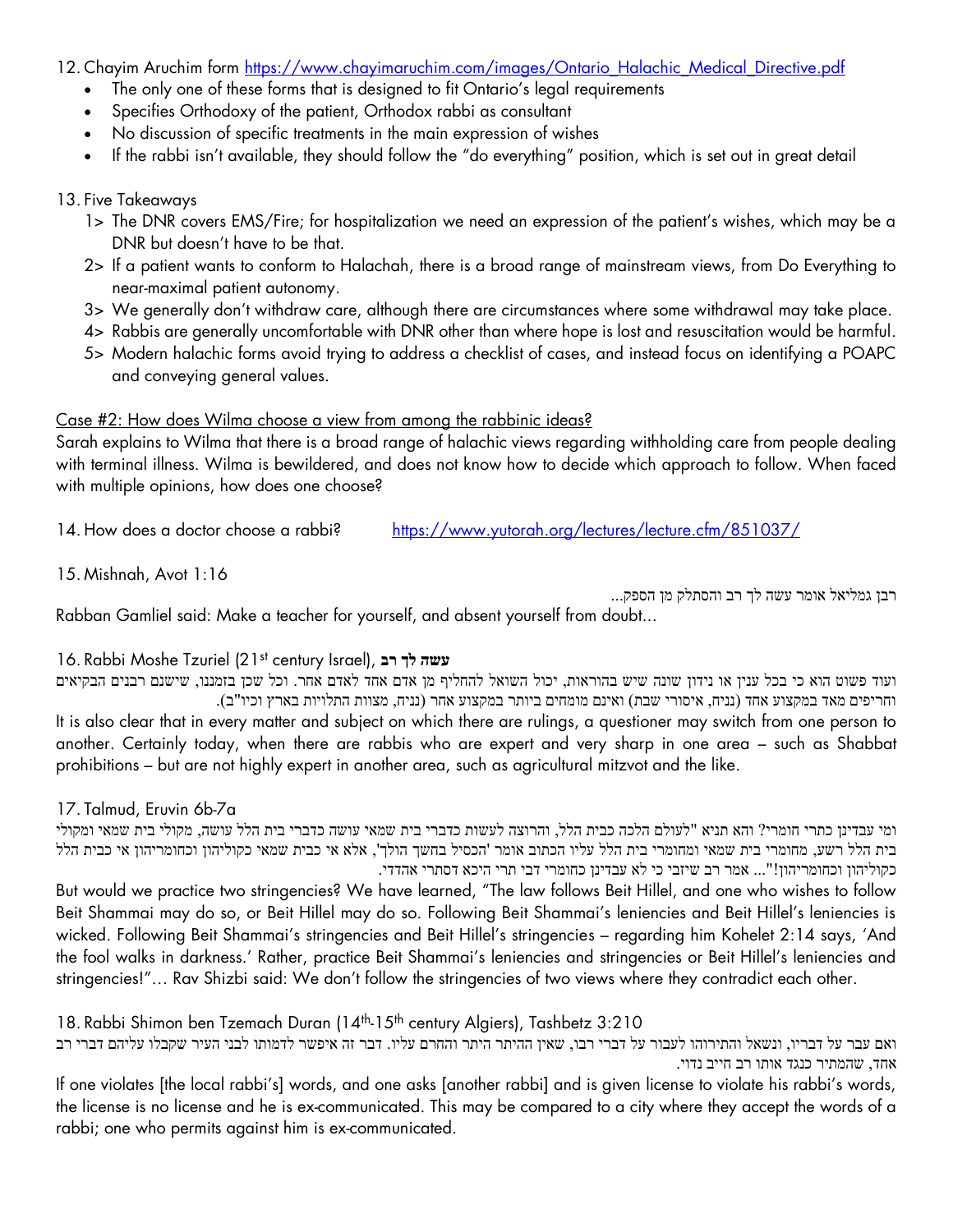12. Chayim Aruchim form https://www.chayimaruchim.com/images/Ontario_Halachic_Medical_Directive.pdf
    - The only one of these forms that is designed to fit Ontario's legal requirements
    - Specifies Orthodoxy of the patient, Orthodox rabbi as consultant
    - No discussion of specific treatments in the main expression of wishes
    - If the rabbi isn't available, they should follow the "do everything" position, which is set out in great detail

13. Five Takeaways
    1> The DNR covers EMS/Fire; for hospitalization we need an expression of the patient's wishes, which may be a DNR but doesn't have to be that.
    2> If a patient wants to conform to Halachah, there is a broad range of mainstream views, from Do Everything to near-maximal patient autonomy.
    3> We generally don't withdraw care, although there are circumstances where some withdrawal may take place.
    4> Rabbis are generally uncomfortable with DNR other than where hope is lost and resuscitation would be harmful.
    5> Modern halachic forms avoid trying to address a checklist of cases, and instead focus on identifying a POAPC and conveying general values.

<u>Case #2: How does Wilma choose a view from among the rabbinic ideas?</u>

Sarah explains to Wilma that there is a broad range of halachic views regarding withholding care from people dealing with terminal illness. Wilma is bewildered, and does not know how to decide which approach to follow. When faced with multiple opinions, how does one choose?

14. How does a doctor choose a rabbi? https://www.yutorah.org/lectures/lecture.cfm/851037/

15. Mishnah, Avot 1:16

רבן גמליאל אומר עשה לך רב והסתלק מן הספק...

Rabban Gamliel said: Make a teacher for yourself, and absent yourself from doubt...

16. Rabbi Moshe Tzuriel (21st century Israel), **עשה לך רב**

ועוד פשוט הוא כי בכל ענין או נידון שונה שיש בהוראות, יכול השואל להחליף מן אדם אחד לאדם אחר. וכל שכן בזמננו, שישנם רבנים הבקיאים וחריפים מאד במקצוע אחד (נניח, איסורי שבת) ואינם מומחים ביותר במקצוע אחר (נניח, מצוות התלויות בארץ וכיו"ב).

It is also clear that in every matter and subject on which there are rulings, a questioner may switch from one person to another. Certainly today, when there are rabbis who are expert and very sharp in one area – such as Shabbat prohibitions – but are not highly expert in another area, such as agricultural mitzvot and the like.

17. Talmud, Eruvin 6b-7a

ומי עבדינן כתרי חומרי? והא תניא "לעולם הלכה כבית הלל, והרוצה לעשות כדברי בית שמאי עושה כדברי בית הלל עושה, מקולי בית שמאי ומקולי בית הלל רשע, מחומרי בית שמאי ומחומרי בית הלל עליו הכתוב אומר 'הכסיל בחשך הולך', אלא אי כבית שמאי כקוליהון וכחומריהון אי כבית הלל כקוליהון וכחומריהון!"... אמר רב שיזבי כי לא עבדינן כחומרי דבי תרי היכא דסתרי אהדדי.

But would we practice two stringencies? We have learned, "The law follows Beit Hillel, and one who wishes to follow Beit Shammai may do so, or Beit Hillel may do so. Following Beit Shammai's leniencies and Beit Hillel's leniencies is wicked. Following Beit Shammai's stringencies and Beit Hillel's stringencies – regarding him Kohelet 2:14 says, 'And the fool walks in darkness.' Rather, practice Beit Shammai's leniencies and stringencies or Beit Hillel's leniencies and stringencies!"… Rav Shizbi said: We don't follow the stringencies of two views where they contradict each other.

18. Rabbi Shimon ben Tzemach Duran (14th-15th century Algiers), Tashbetz 3:210

ואם עבר על דבריו, ונשאל והתירוהו לעבור על דברי רבו, שאין ההיתר היתר והחרם עליו. דבר זה איפשר לדמותו לבני העיר שקבלו עליהם דברי רב אחד, שהמתיר כנגד אותו רב חייב נדוי.

If one violates [the local rabbi's] words, and one asks [another rabbi] and is given license to violate his rabbi's words, the license is no license and he is ex-communicated. This may be compared to a city where they accept the words of a rabbi; one who permits against him is ex-communicated.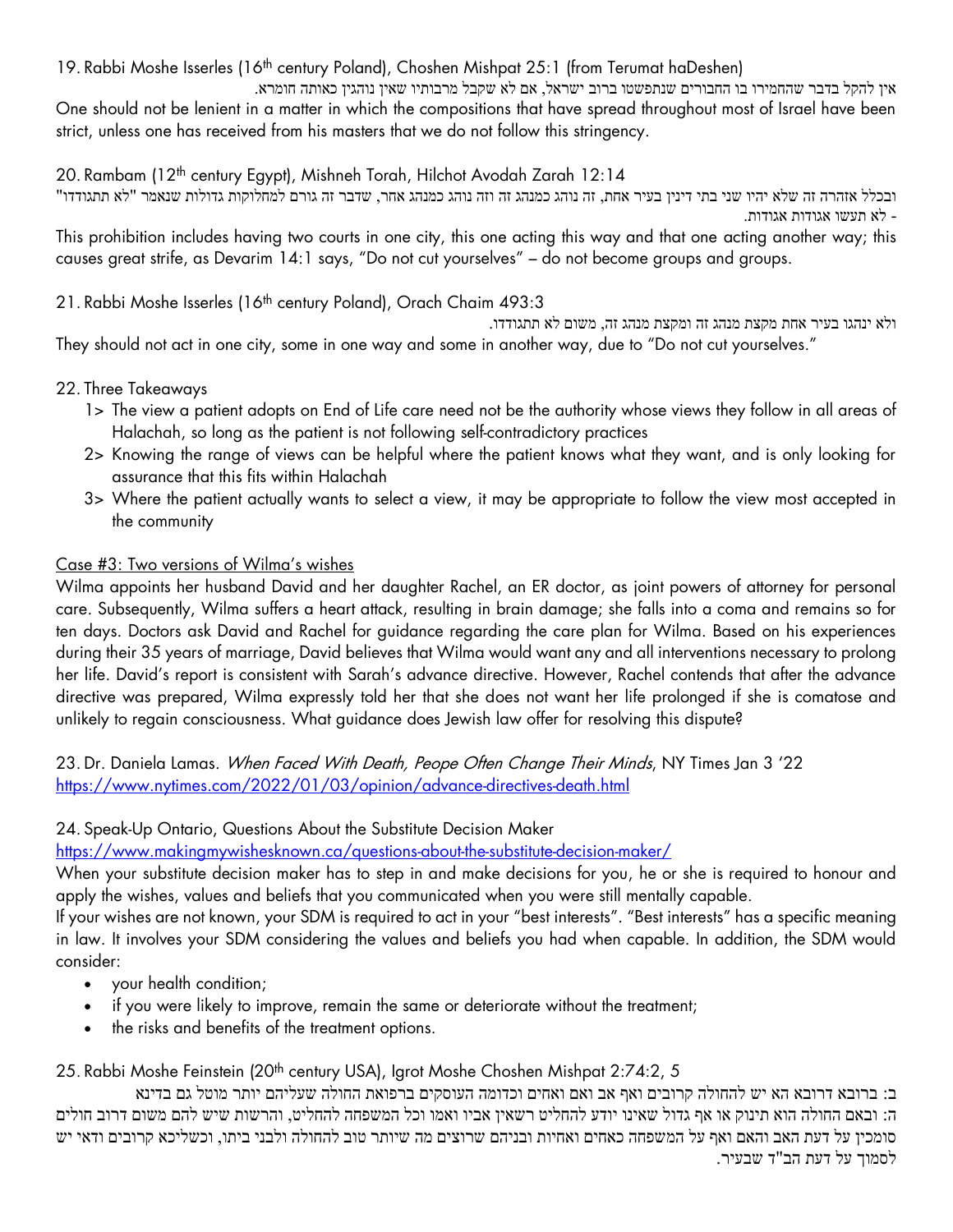19. Rabbi Moshe Isserles (16th century Poland), Choshen Mishpat 25:1 (from Terumat haDeshen)

אין להקל בדבר שהחמירו בו החבורים שנתפשטו ברוב ישראל, אם לא שקבל מרבותיו שאין נוהגין כאותה חומרא.

One should not be lenient in a matter in which the compositions that have spread throughout most of Israel have been strict, unless one has received from his masters that we do not follow this stringency.

20. Rambam (12th century Egypt), Mishneh Torah, Hilchot Avodah Zarah 12:14

ובכלל אזהרה זה שלא יהיו שני בתי דינין בעיר אחת, זה נוהג כמנהג זה וזה נוהג כמנהג אחר, שדבר זה גורם למחלוקות גדולות שנאמר "לא תתגודדו" - לא תעשו אגודות אגודות.

This prohibition includes having two courts in one city, this one acting this way and that one acting another way; this causes great strife, as Devarim 14:1 says, "Do not cut yourselves" – do not become groups and groups.

21. Rabbi Moshe Isserles (16th century Poland), Orach Chaim 493:3

ולא ינהגו בעיר אחת מקצת מנהג זה ומקצת מנהג זה, משום לא תתגודדו.

They should not act in one city, some in one way and some in another way, due to "Do not cut yourselves."

22. Three Takeaways

1> The view a patient adopts on End of Life care need not be the authority whose views they follow in all areas of Halachah, so long as the patient is not following self-contradictory practices

2> Knowing the range of views can be helpful where the patient knows what they want, and is only looking for assurance that this fits within Halachah

3> Where the patient actually wants to select a view, it may be appropriate to follow the view most accepted in the community

Case #3: Two versions of Wilma's wishes

Wilma appoints her husband David and her daughter Rachel, an ER doctor, as joint powers of attorney for personal care. Subsequently, Wilma suffers a heart attack, resulting in brain damage; she falls into a coma and remains so for ten days. Doctors ask David and Rachel for guidance regarding the care plan for Wilma. Based on his experiences during their 35 years of marriage, David believes that Wilma would want any and all interventions necessary to prolong her life. David's report is consistent with Sarah's advance directive. However, Rachel contends that after the advance directive was prepared, Wilma expressly told her that she does not want her life prolonged if she is comatose and unlikely to regain consciousness. What guidance does Jewish law offer for resolving this dispute?

23. Dr. Daniela Lamas. *When Faced With Death, Peope Often Change Their Minds*, NY Times Jan 3 '22
https://www.nytimes.com/2022/01/03/opinion/advance-directives-death.html

24. Speak-Up Ontario, Questions About the Substitute Decision Maker
https://www.makingmywishesknown.ca/questions-about-the-substitute-decision-maker/

When your substitute decision maker has to step in and make decisions for you, he or she is required to honour and apply the wishes, values and beliefs that you communicated when you were still mentally capable.

If your wishes are not known, your SDM is required to act in your "best interests". "Best interests" has a specific meaning in law. It involves your SDM considering the values and beliefs you had when capable. In addition, the SDM would consider:

- your health condition;
- if you were likely to improve, remain the same or deteriorate without the treatment;
- the risks and benefits of the treatment options.

25. Rabbi Moshe Feinstein (20th century USA), Igrot Moshe Choshen Mishpat 2:74:2, 5

ב: ברובא דרובא הא יש להחולה קרובים ואף אב ואם ואחים וכדומה העוסקים ברפואת החולה שעליהם יותר מוטל גם בדינא
ה: ובאם החולה הוא תינוק או אף גדול שאינו יודע להחליט רשאין אביו ואמו וכל המשפחה להחליט, והרשות שיש להם משום דרוב חולים סומכין על דעת האב והאם ואף על המשפחה כאחים ואחיות ובניהם שרוצים מה שיותר טוב להחולה ולבני ביתו, וכשליכא קרובים ודאי יש לסמוך על דעת הב"ד שבעיר.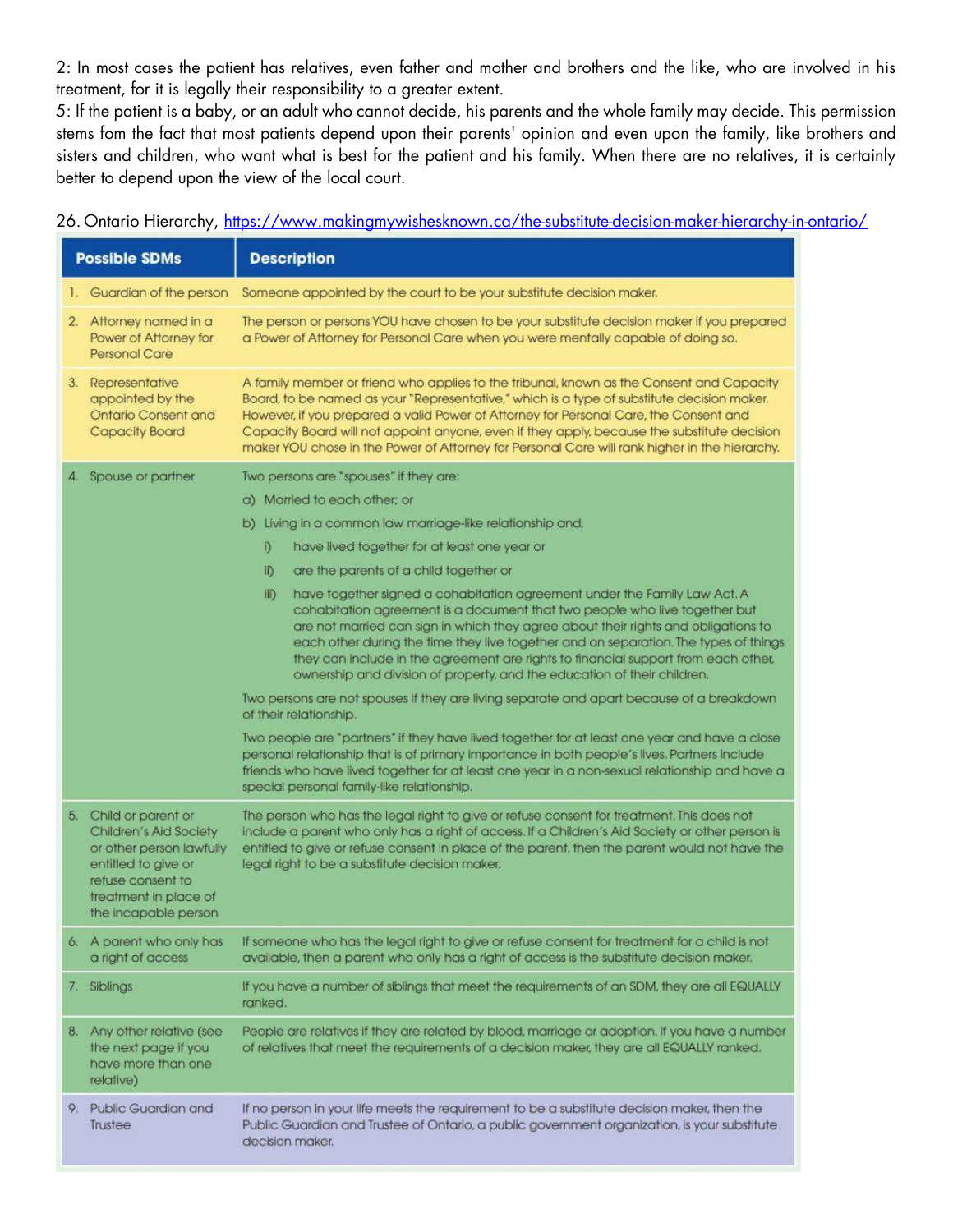2: In most cases the patient has relatives, even father and mother and brothers and the like, who are involved in his treatment, for it is legally their responsibility to a greater extent.
5: If the patient is a baby, or an adult who cannot decide, his parents and the whole family may decide. This permission stems fom the fact that most patients depend upon their parents' opinion and even upon the family, like brothers and sisters and children, who want what is best for the patient and his family. When there are no relatives, it is certainly better to depend upon the view of the local court.

26. Ontario Hierarchy, [https://www.makingmywishesknown.ca/the-substitute-decision-maker-hierarchy-in-ontario/](https://www.makingmywishesknown.ca/the-substitute-decision-maker-hierarchy-in-ontario/)

| Possible SDMs | Description |
|---|---|
| 1. Guardian of the person | Someone appointed by the court to be your substitute decision maker. |
| 2. Attorney named in a Power of Attorney for Personal Care | The person or persons YOU have chosen to be your substitute decision maker if you prepared a Power of Attorney for Personal Care when you were mentally capable of doing so. |
| 3. Representative appointed by the Ontario Consent and Capacity Board | A family member or friend who applies to the tribunal, known as the Consent and Capacity Board, to be named as your "Representative," which is a type of substitute decision maker. However, if you prepared a valid Power of Attorney for Personal Care, the Consent and Capacity Board will not appoint anyone, even if they apply, because the substitute decision maker YOU chose in the Power of Attorney for Personal Care will rank higher in the hierarchy. |
| 4. Spouse or partner | Two persons are "spouses" if they are: a) Married to each other; or b) Living in a common law marriage-like relationship and, i) have lived together for at least one year or ii) are the parents of a child together or iii) have together signed a cohabitation agreement under the Family Law Act. A cohabitation agreement is a document that two people who live together but are not married can sign in which they agree about their rights and obligations to each other during the time they live together and on separation. The types of things they can include in the agreement are rights to financial support from each other, ownership and division of property, and the education of their children. Two persons are not spouses if they are living separate and apart because of a breakdown of their relationship. Two people are "partners" if they have lived together for at least one year and have a close personal relationship that is of primary importance in both people's lives. Partners include friends who have lived together for at least one year in a non-sexual relationship and have a special personal family-like relationship. |
| 5. Child or parent or Children's Aid Society or other person lawfully entitled to give or refuse consent to treatment in place of the incapable person | The person who has the legal right to give or refuse consent for treatment. This does not include a parent who only has a right of access. If a Children's Aid Society or other person is entitled to give or refuse consent in place of the parent, then the parent would not have the legal right to be a substitute decision maker. |
| 6. A parent who only has a right of access | If someone who has the legal right to give or refuse consent for treatment for a child is not available, then a parent who only has a right of access is the substitute decision maker. |
| 7. Siblings | If you have a number of siblings that meet the requirements of an SDM, they are all EQUALLY ranked. |
| 8. Any other relative (see the next page if you have more than one relative) | People are relatives if they are related by blood, marriage or adoption. If you have a number of relatives that meet the requirements of a decision maker, they are all EQUALLY ranked. |
| 9. Public Guardian and Trustee | If no person in your life meets the requirement to be a substitute decision maker, then the Public Guardian and Trustee of Ontario, a public government organization, is your substitute decision maker. |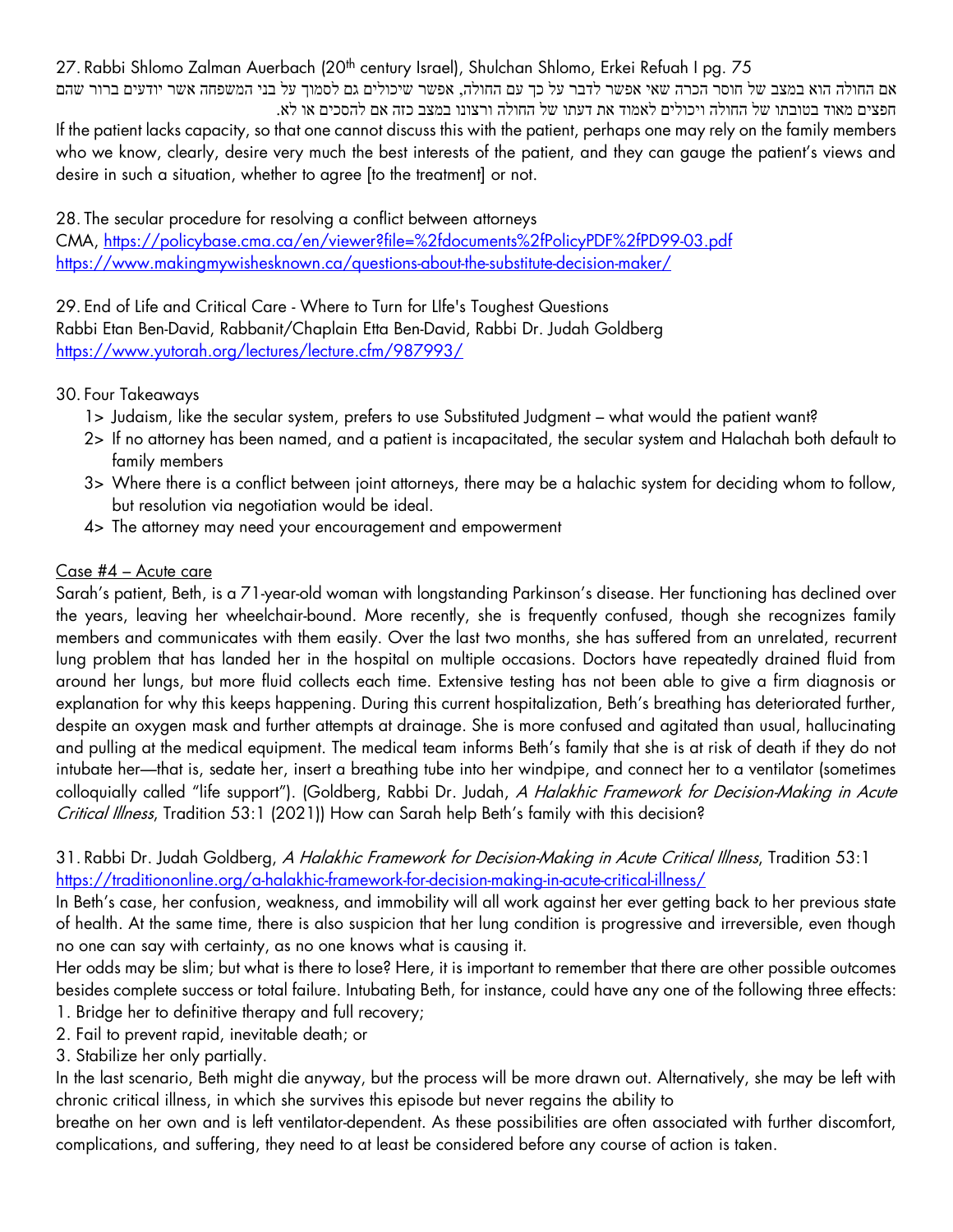27. Rabbi Shlomo Zalman Auerbach (20th century Israel), Shulchan Shlomo, Erkei Refuah I pg. 75

אם החולה הוא במצב של חוסר הכרה שאי אפשר לדבר על כך עם החולה, אפשר שיכולים גם לסמוך על בני המשפחה אשר יודעים ברור שהם חפצים מאוד בטובתו של החולה ויכולים לאמוד את דעתו של החולה ורצונו במצב כזה אם להסכים או לא.

If the patient lacks capacity, so that one cannot discuss this with the patient, perhaps one may rely on the family members who we know, clearly, desire very much the best interests of the patient, and they can gauge the patient's views and desire in such a situation, whether to agree [to the treatment] or not.

28. The secular procedure for resolving a conflict between attorneys

CMA, https://policybase.cma.ca/en/viewer?file=%2fdocuments%2fPolicyPDF%2fPD99-03.pdf
https://www.makingmywishesknown.ca/questions-about-the-substitute-decision-maker/

29. End of Life and Critical Care - Where to Turn for LIfe's Toughest Questions

Rabbi Etan Ben-David, Rabbanit/Chaplain Etta Ben-David, Rabbi Dr. Judah Goldberg
https://www.yutorah.org/lectures/lecture.cfm/987993/

30. Four Takeaways

1> Judaism, like the secular system, prefers to use Substituted Judgment – what would the patient want?
2> If no attorney has been named, and a patient is incapacitated, the secular system and Halachah both default to family members
3> Where there is a conflict between joint attorneys, there may be a halachic system for deciding whom to follow, but resolution via negotiation would be ideal.
4> The attorney may need your encouragement and empowerment

Case #4 – Acute care

Sarah's patient, Beth, is a 71-year-old woman with longstanding Parkinson's disease. Her functioning has declined over the years, leaving her wheelchair-bound. More recently, she is frequently confused, though she recognizes family members and communicates with them easily. Over the last two months, she has suffered from an unrelated, recurrent lung problem that has landed her in the hospital on multiple occasions. Doctors have repeatedly drained fluid from around her lungs, but more fluid collects each time. Extensive testing has not been able to give a firm diagnosis or explanation for why this keeps happening. During this current hospitalization, Beth's breathing has deteriorated further, despite an oxygen mask and further attempts at drainage. She is more confused and agitated than usual, hallucinating and pulling at the medical equipment. The medical team informs Beth's family that she is at risk of death if they do not intubate her—that is, sedate her, insert a breathing tube into her windpipe, and connect her to a ventilator (sometimes colloquially called "life support"). (Goldberg, Rabbi Dr. Judah, *A Halakhic Framework for Decision-Making in Acute Critical Illness*, Tradition 53:1 (2021)) How can Sarah help Beth's family with this decision?

31. Rabbi Dr. Judah Goldberg, *A Halakhic Framework for Decision-Making in Acute Critical Illness*, Tradition 53:1
https://traditiononline.org/a-halakhic-framework-for-decision-making-in-acute-critical-illness/

In Beth's case, her confusion, weakness, and immobility will all work against her ever getting back to her previous state of health. At the same time, there is also suspicion that her lung condition is progressive and irreversible, even though no one can say with certainty, as no one knows what is causing it.

Her odds may be slim; but what is there to lose? Here, it is important to remember that there are other possible outcomes besides complete success or total failure. Intubating Beth, for instance, could have any one of the following three effects:

1. Bridge her to definitive therapy and full recovery;
2. Fail to prevent rapid, inevitable death; or
3. Stabilize her only partially.

In the last scenario, Beth might die anyway, but the process will be more drawn out. Alternatively, she may be left with chronic critical illness, in which she survives this episode but never regains the ability to breathe on her own and is left ventilator-dependent. As these possibilities are often associated with further discomfort, complications, and suffering, they need to at least be considered before any course of action is taken.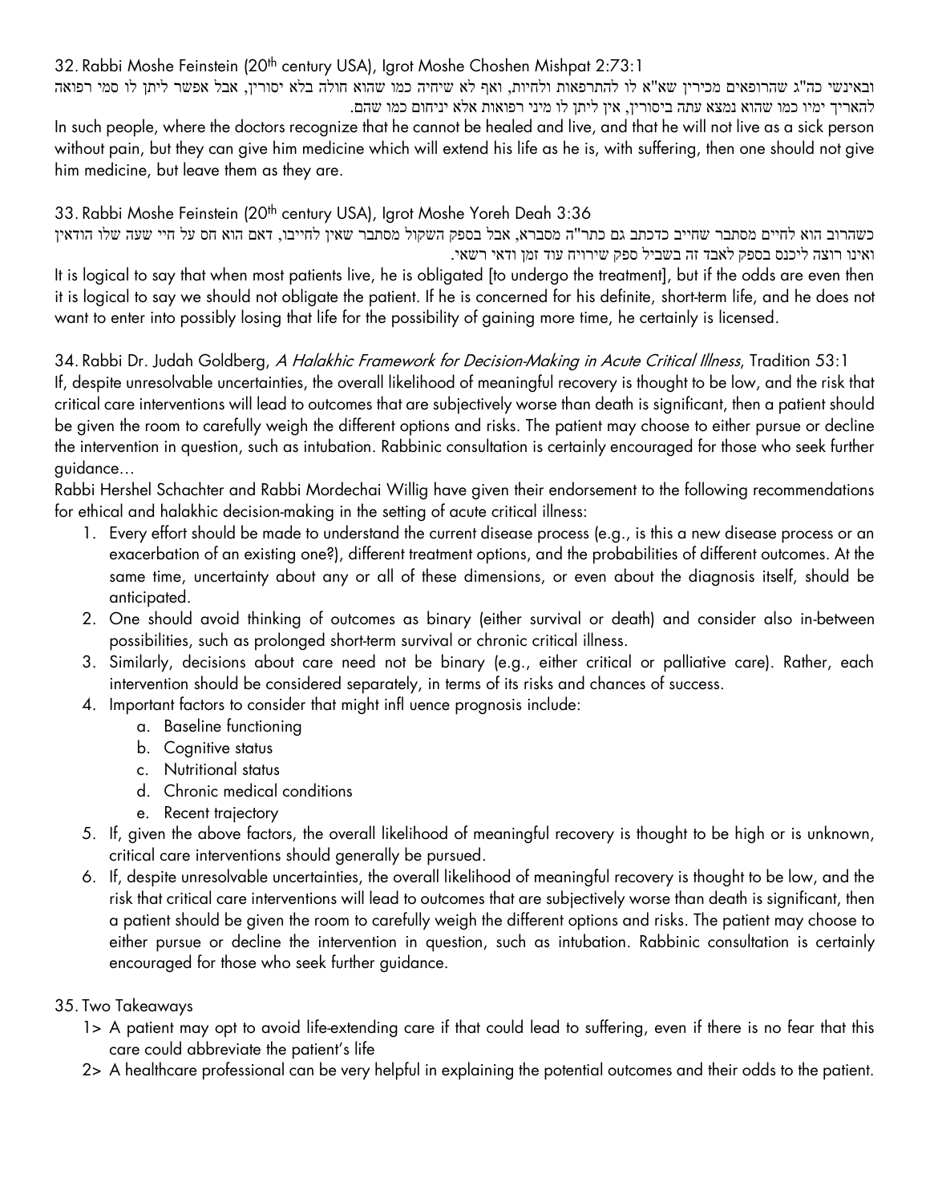32. Rabbi Moshe Feinstein (20th century USA), Igrot Moshe Choshen Mishpat 2:73:1

ובאינשי כה"ג שהרופאים מכירין שא"א לו להתרפאות ולחיות, ואף לא שיחיה כמו שהוא חולה בלא יסורין, אבל אפשר ליתן לו סמי רפואה להאריך ימיו כמו שהוא נמצא עתה ביסורין, אין ליתן לו מיני רפואות אלא יניחום כמו שהם.

In such people, where the doctors recognize that he cannot be healed and live, and that he will not live as a sick person without pain, but they can give him medicine which will extend his life as he is, with suffering, then one should not give him medicine, but leave them as they are.

33. Rabbi Moshe Feinstein (20th century USA), Igrot Moshe Yoreh Deah 3:36

כשהרוב הוא לחיים מסתבר שחייב כדכתב גם כתר"ה מסברא, אבל בספק השקול מסתבר שאין לחייבו, דאם הוא חס על חיי שעה שלו הודאין ואינו רוצה ליכנס בספק לאבד זה בשביל ספק שירויח עוד זמן ודאי רשאי.

It is logical to say that when most patients live, he is obligated [to undergo the treatment], but if the odds are even then it is logical to say we should not obligate the patient. If he is concerned for his definite, short-term life, and he does not want to enter into possibly losing that life for the possibility of gaining more time, he certainly is licensed.

34. Rabbi Dr. Judah Goldberg, *A Halakhic Framework for Decision-Making in Acute Critical Illness*, Tradition 53:1

If, despite unresolvable uncertainties, the overall likelihood of meaningful recovery is thought to be low, and the risk that critical care interventions will lead to outcomes that are subjectively worse than death is significant, then a patient should be given the room to carefully weigh the different options and risks. The patient may choose to either pursue or decline the intervention in question, such as intubation. Rabbinic consultation is certainly encouraged for those who seek further guidance…

Rabbi Hershel Schachter and Rabbi Mordechai Willig have given their endorsement to the following recommendations for ethical and halakhic decision-making in the setting of acute critical illness:

1. Every effort should be made to understand the current disease process (e.g., is this a new disease process or an exacerbation of an existing one?), different treatment options, and the probabilities of different outcomes. At the same time, uncertainty about any or all of these dimensions, or even about the diagnosis itself, should be anticipated.
2. One should avoid thinking of outcomes as binary (either survival or death) and consider also in-between possibilities, such as prolonged short-term survival or chronic critical illness.
3. Similarly, decisions about care need not be binary (e.g., either critical or palliative care). Rather, each intervention should be considered separately, in terms of its risks and chances of success.
4. Important factors to consider that might infl uence prognosis include:
    a. Baseline functioning
    b. Cognitive status
    c. Nutritional status
    d. Chronic medical conditions
    e. Recent trajectory
5. If, given the above factors, the overall likelihood of meaningful recovery is thought to be high or is unknown, critical care interventions should generally be pursued.
6. If, despite unresolvable uncertainties, the overall likelihood of meaningful recovery is thought to be low, and the risk that critical care interventions will lead to outcomes that are subjectively worse than death is significant, then a patient should be given the room to carefully weigh the different options and risks. The patient may choose to either pursue or decline the intervention in question, such as intubation. Rabbinic consultation is certainly encouraged for those who seek further guidance.

35. Two Takeaways

1> A patient may opt to avoid life-extending care if that could lead to suffering, even if there is no fear that this care could abbreviate the patient's life

2> A healthcare professional can be very helpful in explaining the potential outcomes and their odds to the patient.